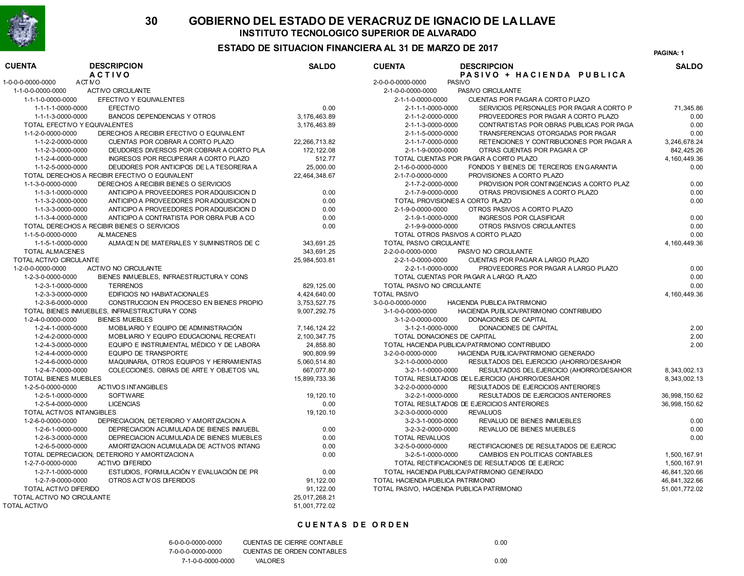# GOBIERNO DEL ESTADO DE VERACRUZ DE IGNACIO DE LA LLAVE

## INSTITUTO TECNOLOGICO SUPERIOR DE ALVARADO

### ESTADO DE SITUACION FINANCIERA AL 31 DE MARZO DE 2017

PAGINA: 1

| CUENTA | DESCRIPCION | SALDO |
|---|---|---|
| | **ACTIVO** | |
| 1-0-0-0-0000-0000 | ACTIVO | |
| 1-1-0-0-0000-0000 | ACTIVO CIRCULANTE | |
| 1-1-1-0-0000-0000 | EFECTIVO Y EQUIVALENTES | |
| 1-1-1-1-0000-0000 | EFECTIVO | 0.00 |
| 1-1-1-3-0000-0000 | BANCOS DEPENDENCIAS Y OTROS | 3,176,463.89 |
| TOTAL EFECTIVO Y EQUIVALENTES | | 3,176,463.89 |
| 1-1-2-0-0000-0000 | DERECHOS A RECIBIR EFECTIVO O EQUIVALENT | |
| 1-1-2-2-0000-0000 | CUENTAS POR COBRAR A CORTO PLAZO | 22,266,713.82 |
| 1-1-2-3-0000-0000 | DEUDORES DIVERSOS POR COBRAR A CORTO PLA | 172,122.08 |
| 1-1-2-4-0000-0000 | INGRESOS POR RECUPERAR A CORTO PLAZO | 512.77 |
| 1-1-2-5-0000-0000 | DEUDORES POR ANTICIPOS DE LA TESORERIA A | 25,000.00 |
| TOTAL DERECHOS A RECIBIR EFECTIVO O EQUIVALENT | | 22,464,348.67 |
| 1-1-3-0-0000-0000 | DERECHOS A RECIBIR BIENES O SERVICIOS | |
| 1-1-3-1-0000-0000 | ANTICIPO A PROVEEDORES POR ADQUISICION D | 0.00 |
| 1-1-3-2-0000-0000 | ANTICIPO A PROVEEDORES POR ADQUISICION D | 0.00 |
| 1-1-3-3-0000-0000 | ANTICIPO A PROVEEDORES POR ADQUISICION D | 0.00 |
| 1-1-3-4-0000-0000 | ANTICIPO A CONTRATISTA POR OBRA PUB A CO | 0.00 |
| TOTAL DERECHOS A RECIBIR BIENES O SERVICIOS | | 0.00 |
| 1-1-5-0-0000-0000 | ALMACENES | |
| 1-1-5-1-0000-0000 | ALMACEN DE MATERIALES Y SUMINISTROS DE C | 343,691.25 |
| TOTAL ALMACENES | | 343,691.25 |
| TOTAL ACTIVO CIRCULANTE | | 25,984,503.81 |
| 1-2-0-0-0000-0000 | ACTIVO NO CIRCULANTE | |
| 1-2-3-0-0000-0000 | BIENES INMUEBLES, INFRAESTRUCTURA Y CONS | |
| 1-2-3-1-0000-0000 | TERRENOS | 829,125.00 |
| 1-2-3-3-0000-0000 | EDIFICIOS NO HABIATACIONALES | 4,424,640.00 |
| 1-2-3-6-0000-0000 | CONSTRUCCION EN PROCESO EN BIENES PROPIO | 3,753,527.75 |
| TOTAL BIENES INMUEBLES, INFRAESTRUCTURA Y CONS | | 9,007,292.75 |
| 1-2-4-0-0000-0000 | BIENES MUEBLES | |
| 1-2-4-1-0000-0000 | MOBILIARIO Y EQUIPO DE ADMINISTRACIÓN | 7,146,124.22 |
| 1-2-4-2-0000-0000 | MOBILIARIO Y EQUIPO EDUCACIONAL RECREATI | 2,100,347.75 |
| 1-2-4-3-0000-0000 | EQUIPO E INSTRUMENTAL MÉDICO Y DE LABORA | 24,858.80 |
| 1-2-4-4-0000-0000 | EQUIPO DE TRANSPORTE | 900,809.99 |
| 1-2-4-6-0000-0000 | MAQUINARIA, OTROS EQUIPOS Y HERRAMIENTAS | 5,060,514.80 |
| 1-2-4-7-0000-0000 | COLECCIONES, OBRAS DE ARTE Y OBJETOS VAL | 667,077.80 |
| TOTAL BIENES MUEBLES | | 15,899,733.36 |
| 1-2-5-0-0000-0000 | ACTIVOS INTANGIBLES | |
| 1-2-5-1-0000-0000 | SOFTWARE | 19,120.10 |
| 1-2-5-4-0000-0000 | LICENCIAS | 0.00 |
| TOTAL ACTIVOS INTANGIBLES | | 19,120.10 |
| 1-2-6-0-0000-0000 | DEPRECIACION, DETERIORO Y AMORTIZACION A | |
| 1-2-6-1-0000-0000 | DEPRECIACION ACUMULADA DE BIENES INMUEBL | 0.00 |
| 1-2-6-3-0000-0000 | DEPRECIACION ACUMULADA DE BIENES MUEBLES | 0.00 |
| 1-2-6-5-0000-0000 | AMORTIZACION ACUMULADA DE ACTIVOS INTANG | 0.00 |
| TOTAL DEPRECIACION, DETERIORO Y AMORTIZACION A | | 0.00 |
| 1-2-7-0-0000-0000 | ACTIVO DIFERIDO | |
| 1-2-7-1-0000-0000 | ESTUDIOS, FORMULACIÓN Y EVALUACIÓN DE PR | 0.00 |
| 1-2-7-9-0000-0000 | OTROS ACTIVOS DIFERIDOS | 91,122.00 |
| TOTAL ACTIVO DIFERIDO | | 91,122.00 |
| TOTAL ACTIVO NO CIRCULANTE | | 25,017,268.21 |
| TOTAL ACTIVO | | 51,001,772.02 |

| CUENTA | DESCRIPCION | SALDO |
|---|---|---|
| | **PASIVO + HACIENDA PUBLICA** | |
| 2-0-0-0-0000-0000 | PASIVO | |
| 2-1-0-0-0000-0000 | PASIVO CIRCULANTE | |
| 2-1-1-0-0000-0000 | CUENTAS POR PAGAR A CORTO PLAZO | |
| 2-1-1-1-0000-0000 | SERVICIOS PERSONALES POR PAGAR A CORTO P | 71,345.86 |
| 2-1-1-2-0000-0000 | PROVEEDORES POR PAGAR A CORTO PLAZO | 0.00 |
| 2-1-1-3-0000-0000 | CONTRATISTAS POR OBRAS PUBLICAS POR PAGA | 0.00 |
| 2-1-1-5-0000-0000 | TRANSFERENCIAS OTORGADAS POR PAGAR | 0.00 |
| 2-1-1-7-0000-0000 | RETENCIONES Y CONTRIBUCIONES POR PAGAR A | 3,246,678.24 |
| 2-1-1-9-0000-0000 | OTRAS CUENTAS POR PAGAR A CP | 842,425.26 |
| TOTAL CUENTAS POR PAGAR A CORTO PLAZO | | 4,160,449.36 |
| 2-1-6-0-0000-0000 | FONDOS Y BIENES DE TERCEROS EN GARANTIA | 0.00 |
| 2-1-7-0-0000-0000 | PROVISIONES A CORTO PLAZO | |
| 2-1-7-2-0000-0000 | PROVISION POR CONTINGENCIAS A CORTO PLAZ | 0.00 |
| 2-1-7-9-0000-0000 | OTRAS PROVISIONES A CORTO PLAZO | 0.00 |
| TOTAL PROVISIONES A CORTO PLAZO | | 0.00 |
| 2-1-9-0-0000-0000 | OTROS PASIVOS A CORTO PLAZO | |
| 2-1-9-1-0000-0000 | INGRESOS POR CLASIFICAR | 0.00 |
| 2-1-9-9-0000-0000 | OTROS PASIVOS CIRCULANTES | 0.00 |
| TOTAL OTROS PASIVOS A CORTO PLAZO | | 0.00 |
| TOTAL PASIVO CIRCULANTE | | 4,160,449.36 |
| 2-2-0-0-0000-0000 | PASIVO NO CIRCULANTE | |
| 2-2-1-0-0000-0000 | CUENTAS POR PAGAR A LARGO PLAZO | |
| 2-2-1-1-0000-0000 | PROVEEDORES POR PAGAR A LARGO PLAZO | 0.00 |
| TOTAL CUENTAS POR PAGAR A LARGO PLAZO | | 0.00 |
| TOTAL PASIVO NO CIRCULANTE | | 0.00 |
| TOTAL PASIVO | | 4,160,449.36 |
| 3-0-0-0-0000-0000 | HACIENDA PUBLICA PATRIMONIO | |
| 3-1-0-0-0000-0000 | HACIENDA PUBLICA/PATRIMONIO CONTRIBUIDO | |
| 3-1-2-0-0000-0000 | DONACIONES DE CAPITAL | |
| 3-1-2-1-0000-0000 | DONACIONES DE CAPITAL | 2.00 |
| TOTAL DONACIONES DE CAPITAL | | 2.00 |
| TOTAL HACIENDA PUBLICA/PATRIMONIO CONTRIBUIDO | | 2.00 |
| 3-2-0-0-0000-0000 | HACIENDA PUBLICA/PATRIMONIO GENERADO | |
| 3-2-1-0-0000-0000 | RESULTADOS DEL EJERCICIO (AHORRO/DESAHOR | |
| 3-2-1-1-0000-0000 | RESULTADOS DEL EJERCICIO (AHORRO/DESAHOR | 8,343,002.13 |
| TOTAL RESULTADOS DEL EJERCICIO (AHORRO/DESAHOR | | 8,343,002.13 |
| 3-2-2-0-0000-0000 | RESULTADOS DE EJERCICIOS ANTERIORES | |
| 3-2-2-1-0000-0000 | RESULTADOS DE EJERCICIOS ANTERIORES | 36,998,150.62 |
| TOTAL RESULTADOS DE EJERCICIOS ANTERIORES | | 36,998,150.62 |
| 3-2-3-0-0000-0000 | REVALUOS | |
| 3-2-3-1-0000-0000 | REVALUO DE BIENES INMUEBLES | 0.00 |
| 3-2-3-2-0000-0000 | REVALUO DE BIENES MUEBLES | 0.00 |
| TOTAL REVALUOS | | 0.00 |
| 3-2-5-0-0000-0000 | RECTIFICACIONES DE RESULTADOS DE EJERCIC | |
| 3-2-5-1-0000-0000 | CAMBIOS EN POLITICAS CONTABLES | 1,500,167.91 |
| TOTAL RECTIFICACIONES DE RESULTADOS DE EJERCIC | | 1,500,167.91 |
| TOTAL HACIENDA PUBLICA/PATRIMONIO GENERADO | | 46,841,320.66 |
| TOTAL HACIENDA PUBLICA PATRIMONIO | | 46,841,322.66 |
| TOTAL PASIVO, HACIENDA PUBLICA PATRIMONIO | | 51,001,772.02 |

## CUENTAS DE ORDEN

| CUENTA | DESCRIPCION | SALDO |
|---|---|---|
| 6-0-0-0-0000-0000 | CUENTAS DE CIERRE CONTABLE | 0.00 |
| 7-0-0-0-0000-0000 | CUENTAS DE ORDEN CONTABLES | |
| 7-1-0-0-0000-0000 | VALORES | 0.00 |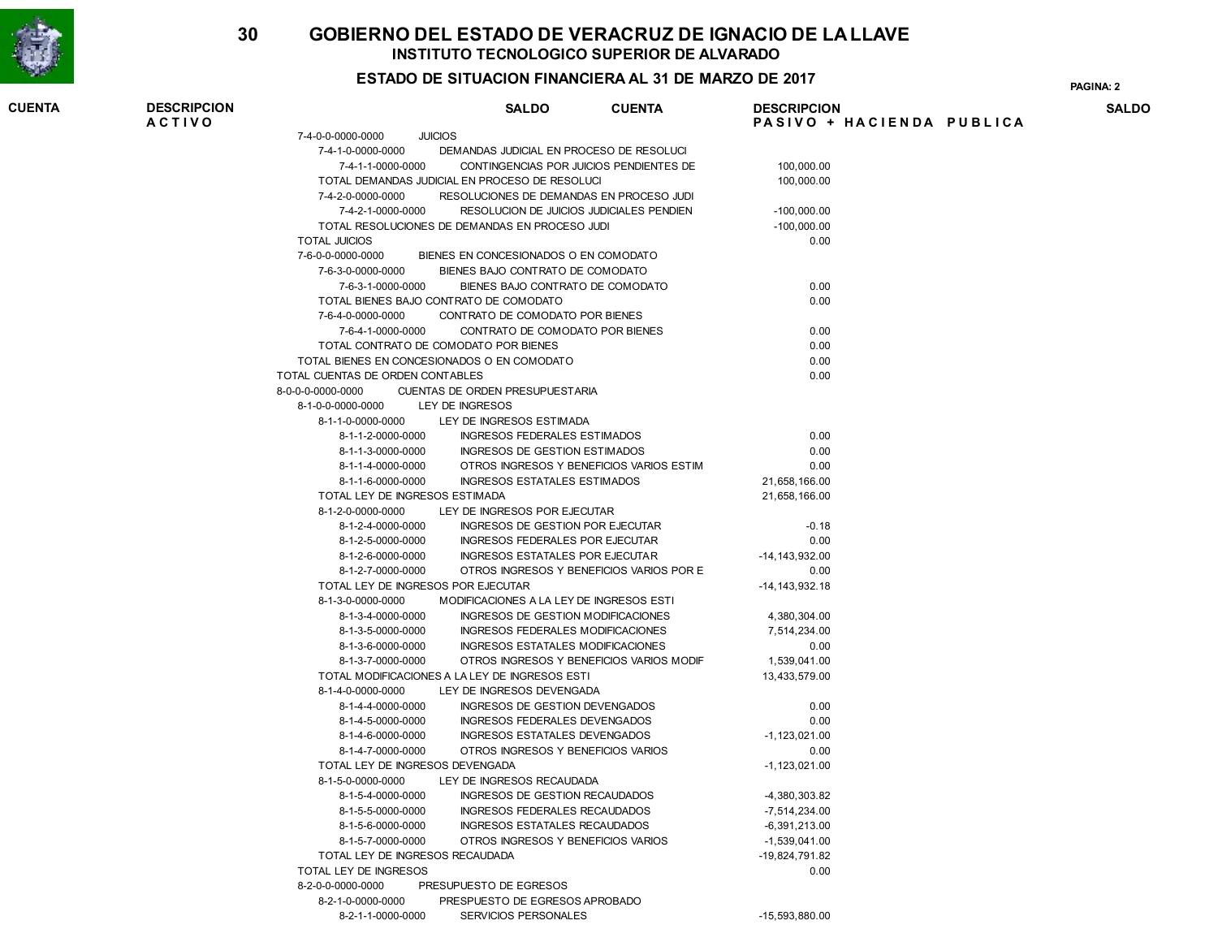# GOBIERNO DEL ESTADO DE VERACRUZ DE IGNACIO DE LA LLAVE

## INSTITUTO TECNOLOGICO SUPERIOR DE ALVARADO

### ESTADO DE SITUACION FINANCIERA AL 31 DE MARZO DE 2017

| CUENTA | DESCRIPCION ACTIVO | SALDO | CUENTA | DESCRIPCION PASIVO + HACIENDA PUBLICA | SALDO |
|---|---|---|---|---|---|

| CUENTA | DESCRIPCION | SALDO |
|---|---|---|
| 7-4-0-0-0000-0000 | JUICIOS | |
| 7-4-1-0-0000-0000 | DEMANDAS JUDICIAL EN PROCESO DE RESOLUCI | |
| 7-4-1-1-0000-0000 | CONTINGENCIAS POR JUICIOS PENDIENTES DE | 100,000.00 |
| | TOTAL DEMANDAS JUDICIAL EN PROCESO DE RESOLUCI | 100,000.00 |
| 7-4-2-0-0000-0000 | RESOLUCIONES DE DEMANDAS EN PROCESO JUDI | |
| 7-4-2-1-0000-0000 | RESOLUCION DE JUICIOS JUDICIALES PENDIEN | -100,000.00 |
| | TOTAL RESOLUCIONES DE DEMANDAS EN PROCESO JUDI | -100,000.00 |
| | TOTAL JUICIOS | 0.00 |
| 7-6-0-0-0000-0000 | BIENES EN CONCESIONADOS O EN COMODATO | |
| 7-6-3-0-0000-0000 | BIENES BAJO CONTRATO DE COMODATO | |
| 7-6-3-1-0000-0000 | BIENES BAJO CONTRATO DE COMODATO | 0.00 |
| | TOTAL BIENES BAJO CONTRATO DE COMODATO | 0.00 |
| 7-6-4-0-0000-0000 | CONTRATO DE COMODATO POR BIENES | |
| 7-6-4-1-0000-0000 | CONTRATO DE COMODATO POR BIENES | 0.00 |
| | TOTAL CONTRATO DE COMODATO POR BIENES | 0.00 |
| | TOTAL BIENES EN CONCESIONADOS O EN COMODATO | 0.00 |
| | TOTAL CUENTAS DE ORDEN CONTABLES | 0.00 |
| 8-0-0-0-0000-0000 | CUENTAS DE ORDEN PRESUPUESTARIA | |
| 8-1-0-0-0000-0000 | LEY DE INGRESOS | |
| 8-1-1-0-0000-0000 | LEY DE INGRESOS ESTIMADA | |
| 8-1-1-2-0000-0000 | INGRESOS FEDERALES ESTIMADOS | 0.00 |
| 8-1-1-3-0000-0000 | INGRESOS DE GESTION ESTIMADOS | 0.00 |
| 8-1-1-4-0000-0000 | OTROS INGRESOS Y BENEFICIOS VARIOS ESTIM | 0.00 |
| 8-1-1-6-0000-0000 | INGRESOS ESTATALES ESTIMADOS | 21,658,166.00 |
| | TOTAL LEY DE INGRESOS ESTIMADA | 21,658,166.00 |
| 8-1-2-0-0000-0000 | LEY DE INGRESOS POR EJECUTAR | |
| 8-1-2-4-0000-0000 | INGRESOS DE GESTION POR EJECUTAR | -0.18 |
| 8-1-2-5-0000-0000 | INGRESOS FEDERALES POR EJECUTAR | 0.00 |
| 8-1-2-6-0000-0000 | INGRESOS ESTATALES POR EJECUTAR | -14,143,932.00 |
| 8-1-2-7-0000-0000 | OTROS INGRESOS Y BENEFICIOS VARIOS POR E | 0.00 |
| | TOTAL LEY DE INGRESOS POR EJECUTAR | -14,143,932.18 |
| 8-1-3-0-0000-0000 | MODIFICACIONES A LA LEY DE INGRESOS ESTI | |
| 8-1-3-4-0000-0000 | INGRESOS DE GESTION MODIFICACIONES | 4,380,304.00 |
| 8-1-3-5-0000-0000 | INGRESOS FEDERALES MODIFICACIONES | 7,514,234.00 |
| 8-1-3-6-0000-0000 | INGRESOS ESTATALES MODIFICACIONES | 0.00 |
| 8-1-3-7-0000-0000 | OTROS INGRESOS Y BENEFICIOS VARIOS MODIF | 1,539,041.00 |
| | TOTAL MODIFICACIONES A LA LEY DE INGRESOS ESTI | 13,433,579.00 |
| 8-1-4-0-0000-0000 | LEY DE INGRESOS DEVENGADA | |
| 8-1-4-4-0000-0000 | INGRESOS DE GESTION DEVENGADOS | 0.00 |
| 8-1-4-5-0000-0000 | INGRESOS FEDERALES DEVENGADOS | 0.00 |
| 8-1-4-6-0000-0000 | INGRESOS ESTATALES DEVENGADOS | -1,123,021.00 |
| 8-1-4-7-0000-0000 | OTROS INGRESOS Y BENEFICIOS VARIOS | 0.00 |
| | TOTAL LEY DE INGRESOS DEVENGADA | -1,123,021.00 |
| 8-1-5-0-0000-0000 | LEY DE INGRESOS RECAUDADA | |
| 8-1-5-4-0000-0000 | INGRESOS DE GESTION RECAUDADOS | -4,380,303.82 |
| 8-1-5-5-0000-0000 | INGRESOS FEDERALES RECAUDADOS | -7,514,234.00 |
| 8-1-5-6-0000-0000 | INGRESOS ESTATALES RECAUDADOS | -6,391,213.00 |
| 8-1-5-7-0000-0000 | OTROS INGRESOS Y BENEFICIOS VARIOS | -1,539,041.00 |
| | TOTAL LEY DE INGRESOS RECAUDADA | -19,824,791.82 |
| | TOTAL LEY DE INGRESOS | 0.00 |
| 8-2-0-0-0000-0000 | PRESUPUESTO DE EGRESOS | |
| 8-2-1-0-0000-0000 | PRESPUESTO DE EGRESOS APROBADO | |
| 8-2-1-1-0000-0000 | SERVICIOS PERSONALES | -15,593,880.00 |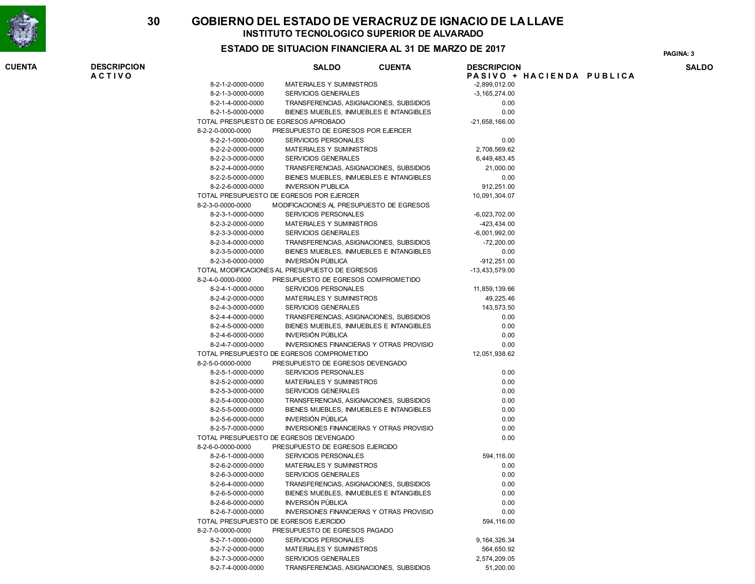# GOBIERNO DEL ESTADO DE VERACRUZ DE IGNACIO DE LA LLAVE

## INSTITUTO TECNOLOGICO SUPERIOR DE ALVARADO

### ESTADO DE SITUACION FINANCIERA AL 31 DE MARZO DE 2017

| CUENTA | DESCRIPCION | SALDO |
|---|---|---|
| | **PASIVO + HACIENDA PUBLICA** | |
| 8-2-1-2-0000-0000 | MATERIALES Y SUMINISTROS | -2,899,012.00 |
| 8-2-1-3-0000-0000 | SERVICIOS GENERALES | -3,165,274.00 |
| 8-2-1-4-0000-0000 | TRANSFERENCIAS, ASIGNACIONES, SUBSIDIOS | 0.00 |
| 8-2-1-5-0000-0000 | BIENES MUEBLES, INMUEBLES E INTANGIBLES | 0.00 |
| TOTAL PRESPUESTO DE EGRESOS APROBADO | | -21,658,166.00 |
| 8-2-2-0-0000-0000 | PRESUPUESTO DE EGRESOS POR EJERCER | |
| 8-2-2-1-0000-0000 | SERVICIOS PERSONALES | 0.00 |
| 8-2-2-2-0000-0000 | MATERIALES Y SUMINISTROS | 2,708,569.62 |
| 8-2-2-3-0000-0000 | SERVICIOS GENERALES | 6,449,483.45 |
| 8-2-2-4-0000-0000 | TRANSFERENCIAS, ASIGNACIONES, SUBSIDIOS | 21,000.00 |
| 8-2-2-5-0000-0000 | BIENES MUEBLES, INMUEBLES E INTANGIBLES | 0.00 |
| 8-2-2-6-0000-0000 | INVERSION P'UBLICA | 912,251.00 |
| TOTAL PRESUPUESTO DE EGRESOS POR EJERCER | | 10,091,304.07 |
| 8-2-3-0-0000-0000 | MODIFICACIONES AL PRESUPUESTO DE EGRESOS | |
| 8-2-3-1-0000-0000 | SERVICIOS PERSONALES | -6,023,702.00 |
| 8-2-3-2-0000-0000 | MATERIALES Y SUMINISTROS | -423,434.00 |
| 8-2-3-3-0000-0000 | SERVICIOS GENERALES | -6,001,992.00 |
| 8-2-3-4-0000-0000 | TRANSFERENCIAS, ASIGNACIONES, SUBSIDIOS | -72,200.00 |
| 8-2-3-5-0000-0000 | BIENES MUEBLES, INMUEBLES E INTANGIBLES | 0.00 |
| 8-2-3-6-0000-0000 | INVERSIÓN PÚBLICA | -912,251.00 |
| TOTAL MODIFICACIONES AL PRESUPUESTO DE EGRESOS | | -13,433,579.00 |
| 8-2-4-0-0000-0000 | PRESUPUESTO DE EGRESOS COMPROMETIDO | |
| 8-2-4-1-0000-0000 | SERVICIOS PERSONALES | 11,859,139.66 |
| 8-2-4-2-0000-0000 | MATERIALES Y SUMINISTROS | 49,225.46 |
| 8-2-4-3-0000-0000 | SERVICIOS GENERALES | 143,573.50 |
| 8-2-4-4-0000-0000 | TRANSFERENCIAS, ASIGNACIONES, SUBSIDIOS | 0.00 |
| 8-2-4-5-0000-0000 | BIENES MUEBLES, INMUEBLES E INTANGIBLES | 0.00 |
| 8-2-4-6-0000-0000 | INVERSIÓN PÚBLICA | 0.00 |
| 8-2-4-7-0000-0000 | INVERSIONES FINANCIERAS Y OTRAS PROVISIO | 0.00 |
| TOTAL PRESUPUESTO DE EGRESOS COMPROMETIDO | | 12,051,938.62 |
| 8-2-5-0-0000-0000 | PRESUPUESTO DE EGRESOS DEVENGADO | |
| 8-2-5-1-0000-0000 | SERVICIOS PERSONALES | 0.00 |
| 8-2-5-2-0000-0000 | MATERIALES Y SUMINISTROS | 0.00 |
| 8-2-5-3-0000-0000 | SERVICIOS GENERALES | 0.00 |
| 8-2-5-4-0000-0000 | TRANSFERENCIAS, ASIGNACIONES, SUBSIDIOS | 0.00 |
| 8-2-5-5-0000-0000 | BIENES MUEBLES, INMUEBLES E INTANGIBLES | 0.00 |
| 8-2-5-6-0000-0000 | INVERSIÓN PÚBLICA | 0.00 |
| 8-2-5-7-0000-0000 | INVERSIONES FINANCIERAS Y OTRAS PROVISIO | 0.00 |
| TOTAL PRESUPUESTO DE EGRESOS DEVENGADO | | 0.00 |
| 8-2-6-0-0000-0000 | PRESUPUESTO DE EGRESOS EJERCIDO | |
| 8-2-6-1-0000-0000 | SERVICIOS PERSONALES | 594,116.00 |
| 8-2-6-2-0000-0000 | MATERIALES Y SUMINISTROS | 0.00 |
| 8-2-6-3-0000-0000 | SERVICIOS GENERALES | 0.00 |
| 8-2-6-4-0000-0000 | TRANSFERENCIAS, ASIGNACIONES, SUBSIDIOS | 0.00 |
| 8-2-6-5-0000-0000 | BIENES MUEBLES, INMUEBLES E INTANGIBLES | 0.00 |
| 8-2-6-6-0000-0000 | INVERSIÓN PÚBLICA | 0.00 |
| 8-2-6-7-0000-0000 | INVERSIONES FINANCIERAS Y OTRAS PROVISIO | 0.00 |
| TOTAL PRESUPUESTO DE EGRESOS EJERCIDO | | 594,116.00 |
| 8-2-7-0-0000-0000 | PRESUPUESTO DE EGRESOS PAGADO | |
| 8-2-7-1-0000-0000 | SERVICIOS PERSONALES | 9,164,326.34 |
| 8-2-7-2-0000-0000 | MATERIALES Y SUMINISTROS | 564,650.92 |
| 8-2-7-3-0000-0000 | SERVICIOS GENERALES | 2,574,209.05 |
| 8-2-7-4-0000-0000 | TRANSFERENCIAS, ASIGNACIONES, SUBSIDIOS | 51,200.00 |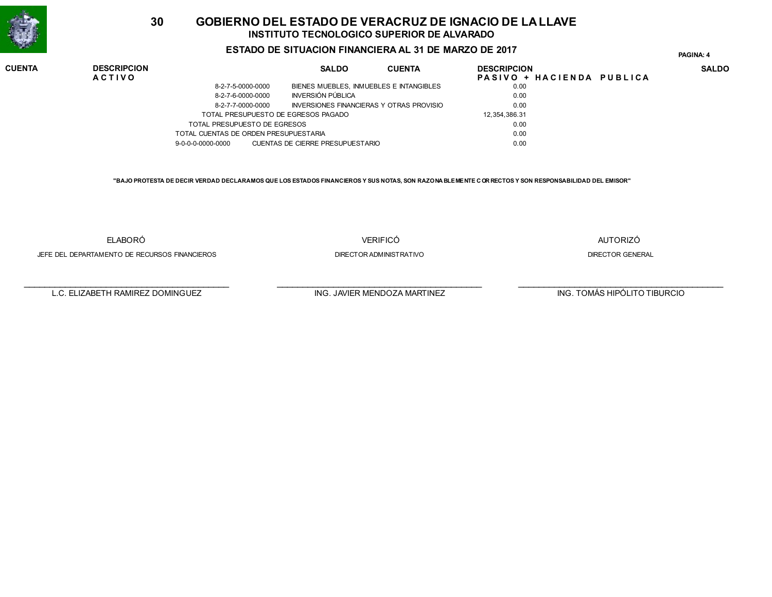# GOBIERNO DEL ESTADO DE VERACRUZ DE IGNACIO DE LA LLAVE

## INSTITUTO TECNOLOGICO SUPERIOR DE ALVARADO

### ESTADO DE SITUACION FINANCIERA AL 31 DE MARZO DE 2017

30

PAGINA: 4

| CUENTA | DESCRIPCION ACTIVO | SALDO | CUENTA | DESCRIPCION PASIVO + HACIENDA PUBLICA | SALDO |
|---|---|---|---|---|---|
| 8-2-7-5-0000-0000 | BIENES MUEBLES, INMUEBLES E INTANGIBLES | 0.00 | | | |
| 8-2-7-6-0000-0000 | INVERSIÓN PÚBLICA | 0.00 | | | |
| 8-2-7-7-0000-0000 | INVERSIONES FINANCIERAS Y OTRAS PROVISIO | 0.00 | | | |
| | TOTAL PRESUPUESTO DE EGRESOS PAGADO | 12,354,386.31 | | | |
| | TOTAL PRESUPUESTO DE EGRESOS | 0.00 | | | |
| | TOTAL CUENTAS DE ORDEN PRESUPUESTARIA | 0.00 | | | |
| 9-0-0-0-0000-0000 | CUENTAS DE CIERRE PRESUPUESTARIO | 0.00 | | | |

**"BAJO PROTESTA DE DECIR VERDAD DECLARAMOS QUE LOS ESTADOS FINANCIEROS Y SUS NOTAS, SON RAZONABLEMENTE CORRECTOS Y SON RESPONSABILIDAD DEL EMISOR"**

| ELABORÓ | VERIFICÓ | AUTORIZÓ |
|---|---|---|
| JEFE DEL DEPARTAMENTO DE RECURSOS FINANCIEROS | DIRECTOR ADMINISTRATIVO | DIRECTOR GENERAL |
| L.C. ELIZABETH RAMIREZ DOMINGUEZ | ING. JAVIER MENDOZA MARTINEZ | ING. TOMÁS HIPÓLITO TIBURCIO |